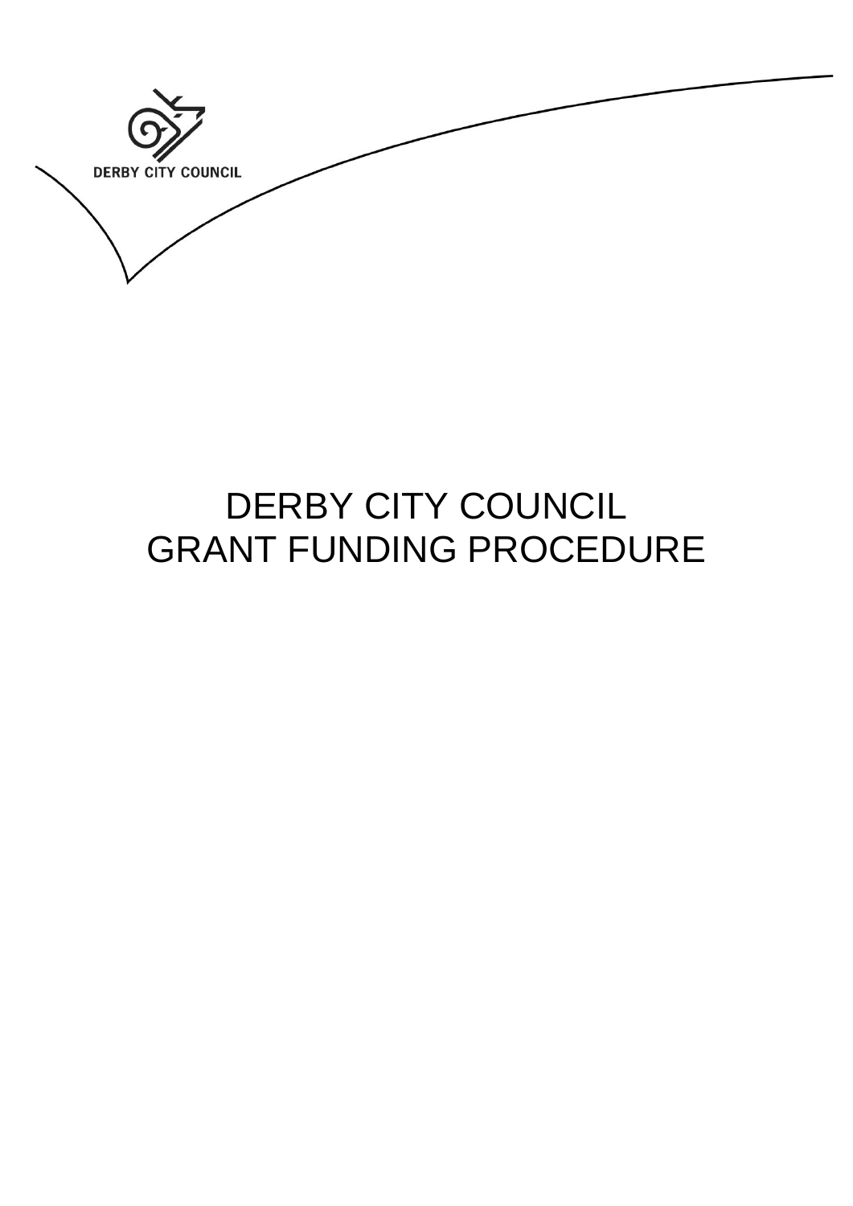DERBY CITY COUNCIL

# DERBY CITY COUNCIL
# GRANT FUNDING PROCEDURE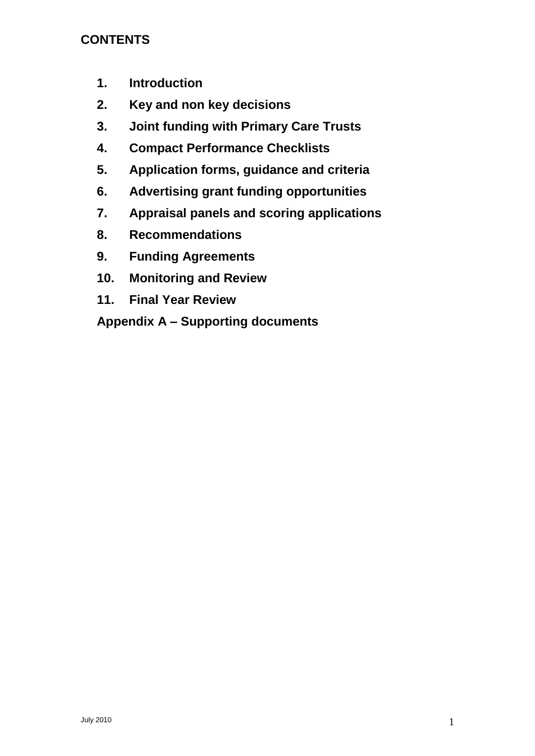## CONTENTS

1. **Introduction**
2. **Key and non key decisions**
3. **Joint funding with Primary Care Trusts**
4. **Compact Performance Checklists**
5. **Application forms, guidance and criteria**
6. **Advertising grant funding opportunities**
7. **Appraisal panels and scoring applications**
8. **Recommendations**
9. **Funding Agreements**
10. **Monitoring and Review**
11. **Final Year Review**

**Appendix A – Supporting documents**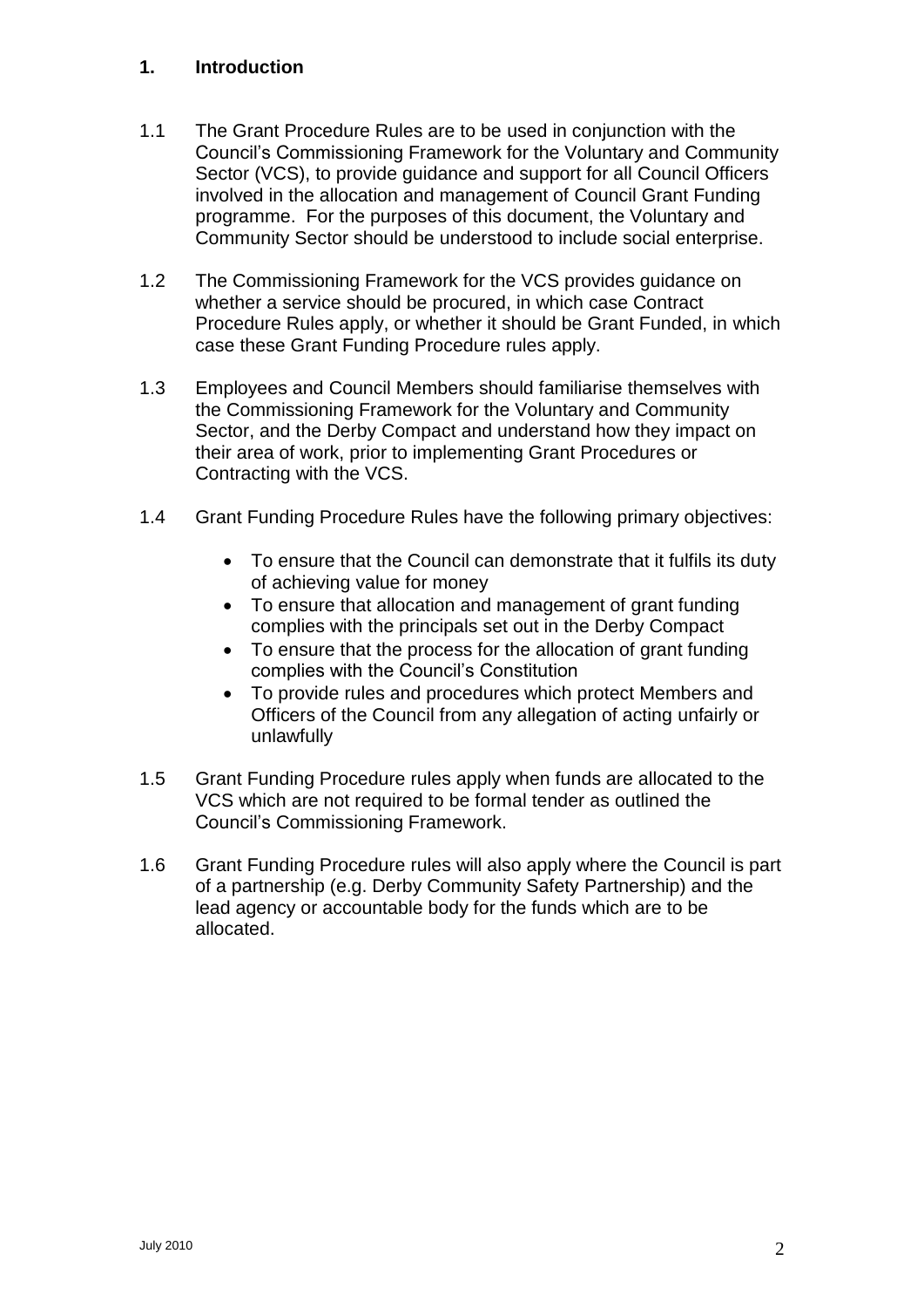## 1. Introduction

1.1 The Grant Procedure Rules are to be used in conjunction with the Council's Commissioning Framework for the Voluntary and Community Sector (VCS), to provide guidance and support for all Council Officers involved in the allocation and management of Council Grant Funding programme. For the purposes of this document, the Voluntary and Community Sector should be understood to include social enterprise.

1.2 The Commissioning Framework for the VCS provides guidance on whether a service should be procured, in which case Contract Procedure Rules apply, or whether it should be Grant Funded, in which case these Grant Funding Procedure rules apply.

1.3 Employees and Council Members should familiarise themselves with the Commissioning Framework for the Voluntary and Community Sector, and the Derby Compact and understand how they impact on their area of work, prior to implementing Grant Procedures or Contracting with the VCS.

1.4 Grant Funding Procedure Rules have the following primary objectives:

- To ensure that the Council can demonstrate that it fulfils its duty of achieving value for money
- To ensure that allocation and management of grant funding complies with the principals set out in the Derby Compact
- To ensure that the process for the allocation of grant funding complies with the Council's Constitution
- To provide rules and procedures which protect Members and Officers of the Council from any allegation of acting unfairly or unlawfully

1.5 Grant Funding Procedure rules apply when funds are allocated to the VCS which are not required to be formal tender as outlined the Council's Commissioning Framework.

1.6 Grant Funding Procedure rules will also apply where the Council is part of a partnership (e.g. Derby Community Safety Partnership) and the lead agency or accountable body for the funds which are to be allocated.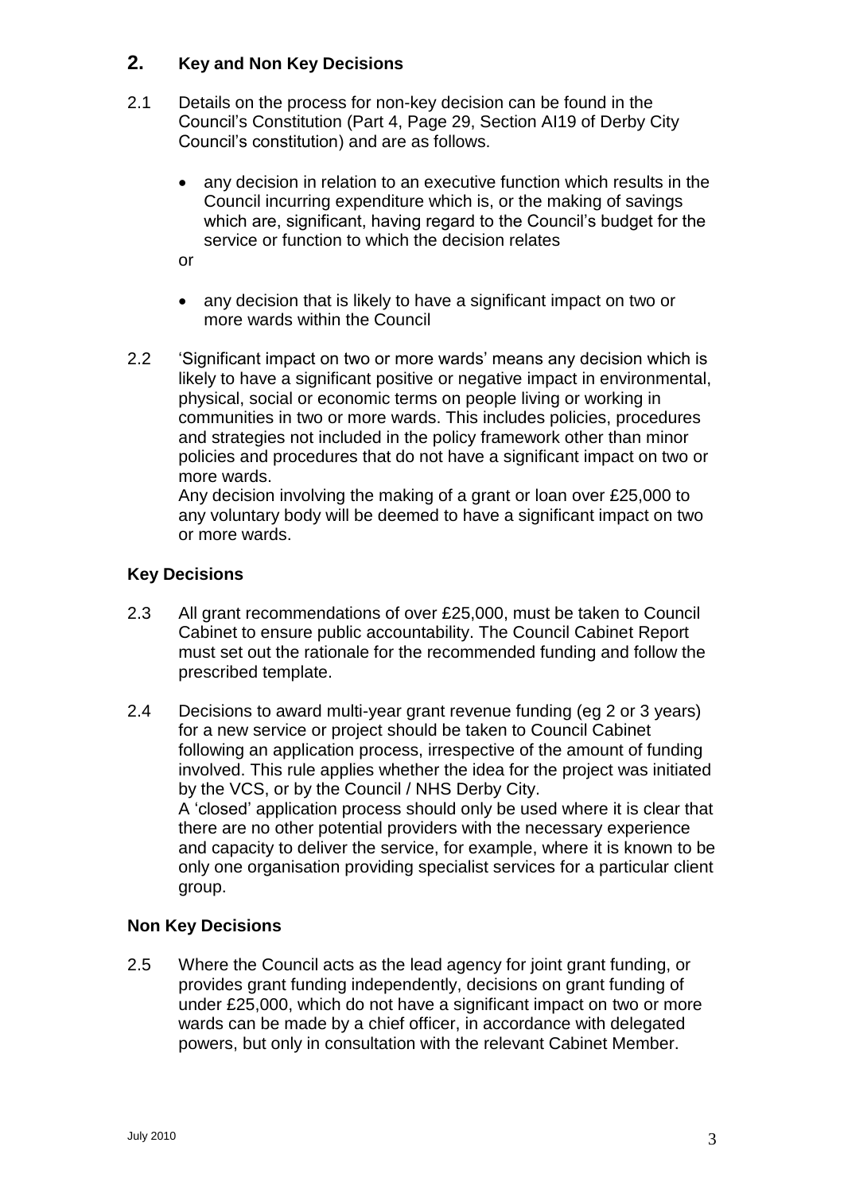## 2. Key and Non Key Decisions

2.1 Details on the process for non-key decision can be found in the Council's Constitution (Part 4, Page 29, Section AI19 of Derby City Council's constitution) and are as follows.

- any decision in relation to an executive function which results in the Council incurring expenditure which is, or the making of savings which are, significant, having regard to the Council's budget for the service or function to which the decision relates

or

- any decision that is likely to have a significant impact on two or more wards within the Council

2.2 'Significant impact on two or more wards' means any decision which is likely to have a significant positive or negative impact in environmental, physical, social or economic terms on people living or working in communities in two or more wards. This includes policies, procedures and strategies not included in the policy framework other than minor policies and procedures that do not have a significant impact on two or more wards.
Any decision involving the making of a grant or loan over £25,000 to any voluntary body will be deemed to have a significant impact on two or more wards.

### Key Decisions

2.3 All grant recommendations of over £25,000, must be taken to Council Cabinet to ensure public accountability. The Council Cabinet Report must set out the rationale for the recommended funding and follow the prescribed template.

2.4 Decisions to award multi-year grant revenue funding (eg 2 or 3 years) for a new service or project should be taken to Council Cabinet following an application process, irrespective of the amount of funding involved. This rule applies whether the idea for the project was initiated by the VCS, or by the Council / NHS Derby City.
A 'closed' application process should only be used where it is clear that there are no other potential providers with the necessary experience and capacity to deliver the service, for example, where it is known to be only one organisation providing specialist services for a particular client group.

### Non Key Decisions

2.5 Where the Council acts as the lead agency for joint grant funding, or provides grant funding independently, decisions on grant funding of under £25,000, which do not have a significant impact on two or more wards can be made by a chief officer, in accordance with delegated powers, but only in consultation with the relevant Cabinet Member.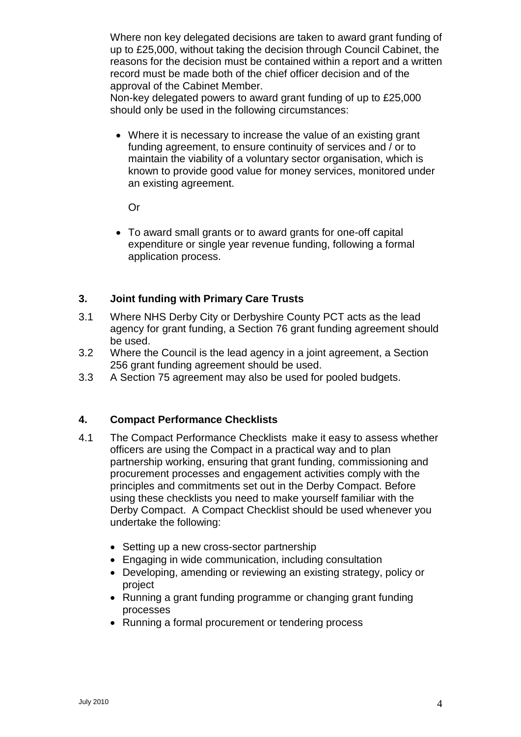Where non key delegated decisions are taken to award grant funding of up to £25,000, without taking the decision through Council Cabinet, the reasons for the decision must be contained within a report and a written record must be made both of the chief officer decision and of the approval of the Cabinet Member.

Non-key delegated powers to award grant funding of up to £25,000 should only be used in the following circumstances:

- Where it is necessary to increase the value of an existing grant funding agreement, to ensure continuity of services and / or to maintain the viability of a voluntary sector organisation, which is known to provide good value for money services, monitored under an existing agreement.

  Or

- To award small grants or to award grants for one-off capital expenditure or single year revenue funding, following a formal application process.

## 3. Joint funding with Primary Care Trusts

3.1 Where NHS Derby City or Derbyshire County PCT acts as the lead agency for grant funding, a Section 76 grant funding agreement should be used.

3.2 Where the Council is the lead agency in a joint agreement, a Section 256 grant funding agreement should be used.

3.3 A Section 75 agreement may also be used for pooled budgets.

## 4. Compact Performance Checklists

4.1 The Compact Performance Checklists make it easy to assess whether officers are using the Compact in a practical way and to plan partnership working, ensuring that grant funding, commissioning and procurement processes and engagement activities comply with the principles and commitments set out in the Derby Compact. Before using these checklists you need to make yourself familiar with the Derby Compact. A Compact Checklist should be used whenever you undertake the following:

- Setting up a new cross-sector partnership
- Engaging in wide communication, including consultation
- Developing, amending or reviewing an existing strategy, policy or project
- Running a grant funding programme or changing grant funding processes
- Running a formal procurement or tendering process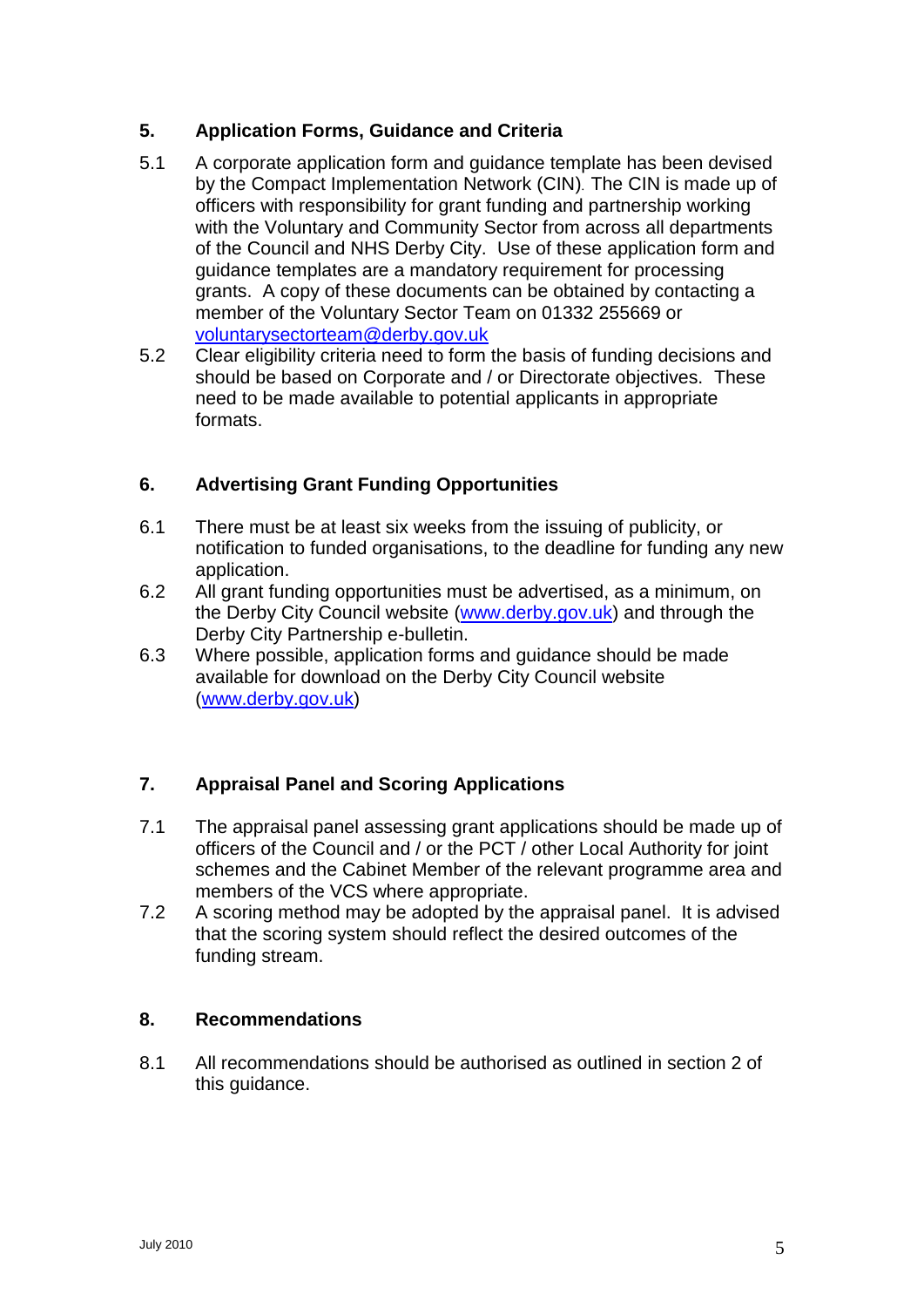## 5. Application Forms, Guidance and Criteria

5.1 A corporate application form and guidance template has been devised by the Compact Implementation Network (CIN). The CIN is made up of officers with responsibility for grant funding and partnership working with the Voluntary and Community Sector from across all departments of the Council and NHS Derby City. Use of these application form and guidance templates are a mandatory requirement for processing grants. A copy of these documents can be obtained by contacting a member of the Voluntary Sector Team on 01332 255669 or voluntarysectorteam@derby.gov.uk

5.2 Clear eligibility criteria need to form the basis of funding decisions and should be based on Corporate and / or Directorate objectives. These need to be made available to potential applicants in appropriate formats.

## 6. Advertising Grant Funding Opportunities

6.1 There must be at least six weeks from the issuing of publicity, or notification to funded organisations, to the deadline for funding any new application.

6.2 All grant funding opportunities must be advertised, as a minimum, on the Derby City Council website (www.derby.gov.uk) and through the Derby City Partnership e-bulletin.

6.3 Where possible, application forms and guidance should be made available for download on the Derby City Council website (www.derby.gov.uk)

## 7. Appraisal Panel and Scoring Applications

7.1 The appraisal panel assessing grant applications should be made up of officers of the Council and / or the PCT / other Local Authority for joint schemes and the Cabinet Member of the relevant programme area and members of the VCS where appropriate.

7.2 A scoring method may be adopted by the appraisal panel. It is advised that the scoring system should reflect the desired outcomes of the funding stream.

## 8. Recommendations

8.1 All recommendations should be authorised as outlined in section 2 of this guidance.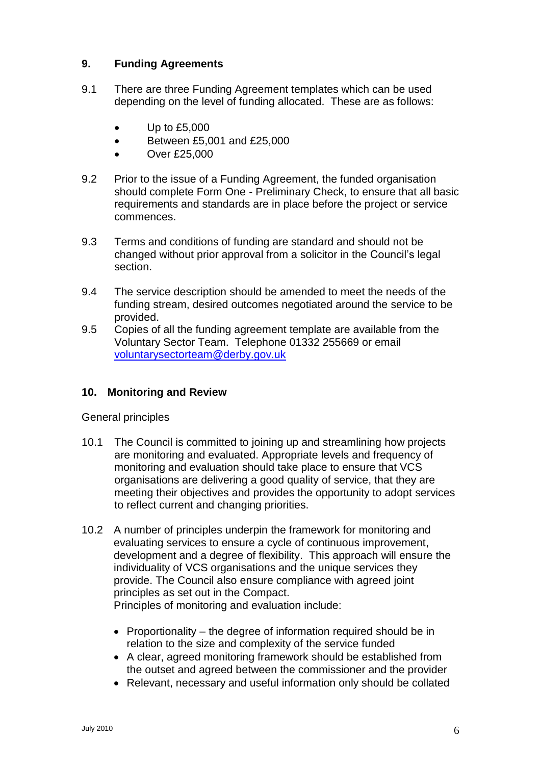## 9. Funding Agreements

9.1 There are three Funding Agreement templates which can be used depending on the level of funding allocated. These are as follows:

- Up to £5,000
- Between £5,001 and £25,000
- Over £25,000

9.2 Prior to the issue of a Funding Agreement, the funded organisation should complete Form One - Preliminary Check, to ensure that all basic requirements and standards are in place before the project or service commences.

9.3 Terms and conditions of funding are standard and should not be changed without prior approval from a solicitor in the Council's legal section.

9.4 The service description should be amended to meet the needs of the funding stream, desired outcomes negotiated around the service to be provided.

9.5 Copies of all the funding agreement template are available from the Voluntary Sector Team. Telephone 01332 255669 or email voluntarysectorteam@derby.gov.uk

## 10. Monitoring and Review

General principles

10.1 The Council is committed to joining up and streamlining how projects are monitoring and evaluated. Appropriate levels and frequency of monitoring and evaluation should take place to ensure that VCS organisations are delivering a good quality of service, that they are meeting their objectives and provides the opportunity to adopt services to reflect current and changing priorities.

10.2 A number of principles underpin the framework for monitoring and evaluating services to ensure a cycle of continuous improvement, development and a degree of flexibility. This approach will ensure the individuality of VCS organisations and the unique services they provide. The Council also ensure compliance with agreed joint principles as set out in the Compact.
Principles of monitoring and evaluation include:

- Proportionality – the degree of information required should be in relation to the size and complexity of the service funded
- A clear, agreed monitoring framework should be established from the outset and agreed between the commissioner and the provider
- Relevant, necessary and useful information only should be collated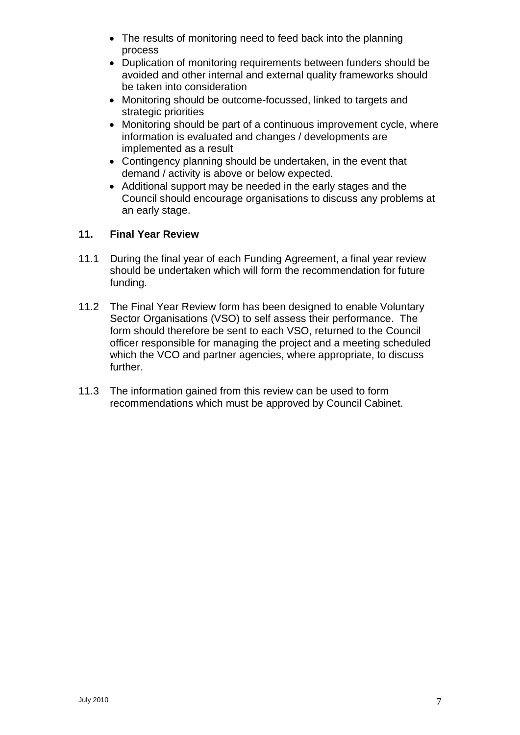- The results of monitoring need to feed back into the planning process
- Duplication of monitoring requirements between funders should be avoided and other internal and external quality frameworks should be taken into consideration
- Monitoring should be outcome-focussed, linked to targets and strategic priorities
- Monitoring should be part of a continuous improvement cycle, where information is evaluated and changes / developments are implemented as a result
- Contingency planning should be undertaken, in the event that demand / activity is above or below expected.
- Additional support may be needed in the early stages and the Council should encourage organisations to discuss any problems at an early stage.

## 11. Final Year Review

11.1 During the final year of each Funding Agreement, a final year review should be undertaken which will form the recommendation for future funding.

11.2 The Final Year Review form has been designed to enable Voluntary Sector Organisations (VSO) to self assess their performance. The form should therefore be sent to each VSO, returned to the Council officer responsible for managing the project and a meeting scheduled which the VCO and partner agencies, where appropriate, to discuss further.

11.3 The information gained from this review can be used to form recommendations which must be approved by Council Cabinet.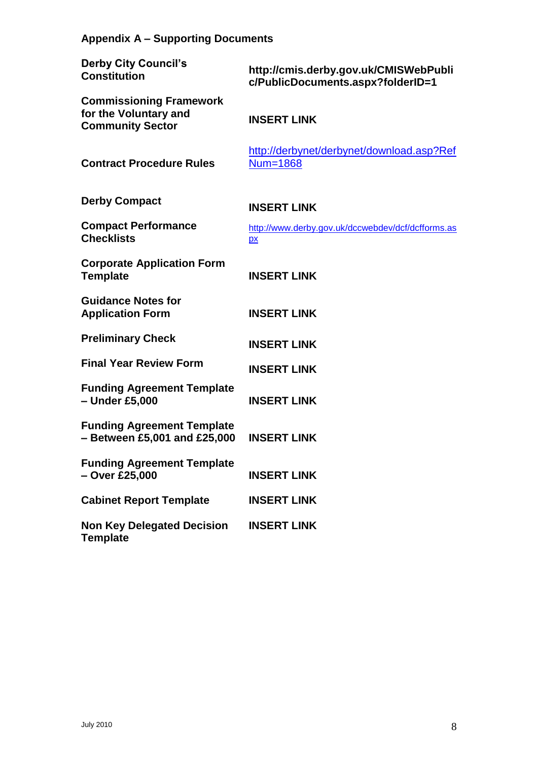## Appendix A – Supporting Documents

| | |
|---|---|
| **Derby City Council's Constitution** | **http://cmis.derby.gov.uk/CMISWebPublic/PublicDocuments.aspx?folderID=1** |
| **Commissioning Framework for the Voluntary and Community Sector** | **INSERT LINK** |
| **Contract Procedure Rules** | http://derbynet/derbynet/download.asp?RefNum=1868 |
| **Derby Compact** | **INSERT LINK** |
| **Compact Performance Checklists** | http://www.derby.gov.uk/dccwebdev/dcf/dcfforms.aspx |
| **Corporate Application Form Template** | **INSERT LINK** |
| **Guidance Notes for Application Form** | **INSERT LINK** |
| **Preliminary Check** | **INSERT LINK** |
| **Final Year Review Form** | **INSERT LINK** |
| **Funding Agreement Template – Under £5,000** | **INSERT LINK** |
| **Funding Agreement Template – Between £5,001 and £25,000** | **INSERT LINK** |
| **Funding Agreement Template – Over £25,000** | **INSERT LINK** |
| **Cabinet Report Template** | **INSERT LINK** |
| **Non Key Delegated Decision Template** | **INSERT LINK** |

July 2010